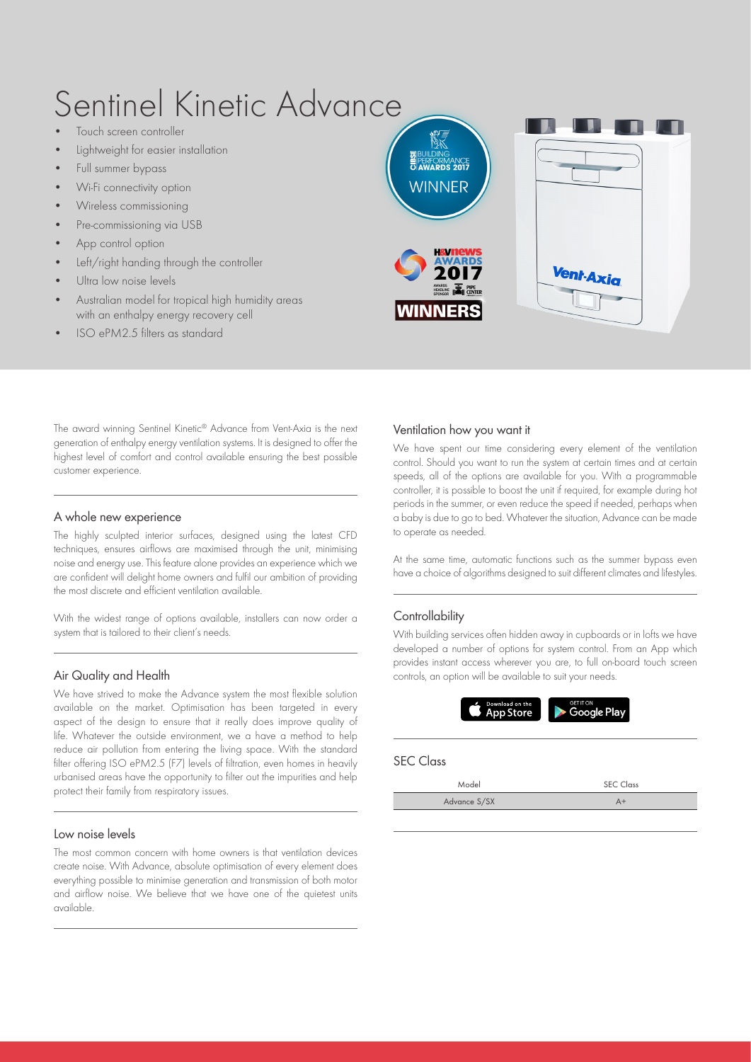# Sentinel Kinetic Advance

- Touch screen controller
- Lightweight for easier installation
- Full summer bypass
- Wi-Fi connectivity option
- Wireless commissioning
- Pre-commissioning via USB
- App control option
- Left/right handing through the controller
- Ultra low noise levels
- Australian model for tropical high humidity areas with an enthalpy energy recovery cell
- ISO ePM2.5 filters as standard

CIBSE BUILDING PERFORMANCE AWARDS 2017 WINNER

H&V news AWARDS 2017 WINNERS

The award winning Sentinel Kinetic® Advance from Vent-Axia is the next generation of enthalpy energy ventilation systems. It is designed to offer the highest level of comfort and control available ensuring the best possible customer experience.

## A whole new experience

The highly sculpted interior surfaces, designed using the latest CFD techniques, ensures airflows are maximised through the unit, minimising noise and energy use. This feature alone provides an experience which we are confident will delight home owners and fulfil our ambition of providing the most discrete and efficient ventilation available.

With the widest range of options available, installers can now order a system that is tailored to their client's needs.

## Air Quality and Health

We have strived to make the Advance system the most flexible solution available on the market. Optimisation has been targeted in every aspect of the design to ensure that it really does improve quality of life. Whatever the outside environment, we a have a method to help reduce air pollution from entering the living space. With the standard filter offering ISO ePM2.5 (F7) levels of filtration, even homes in heavily urbanised areas have the opportunity to filter out the impurities and help protect their family from respiratory issues.

## Low noise levels

The most common concern with home owners is that ventilation devices create noise. With Advance, absolute optimisation of every element does everything possible to minimise generation and transmission of both motor and airflow noise. We believe that we have one of the quietest units available.

## Ventilation how you want it

We have spent our time considering every element of the ventilation control. Should you want to run the system at certain times and at certain speeds, all of the options are available for you. With a programmable controller, it is possible to boost the unit if required, for example during hot periods in the summer, or even reduce the speed if needed, perhaps when a baby is due to go to bed. Whatever the situation, Advance can be made to operate as needed.

At the same time, automatic functions such as the summer bypass even have a choice of algorithms designed to suit different climates and lifestyles.

## Controllability

With building services often hidden away in cupboards or in lofts we have developed a number of options for system control. From an App which provides instant access wherever you are, to full on-board touch screen controls, an option will be available to suit your needs.

Download on the App Store | GET IT ON Google Play

## SEC Class

| Model | SEC Class |
|---|---|
| Advance S/SX | A+ |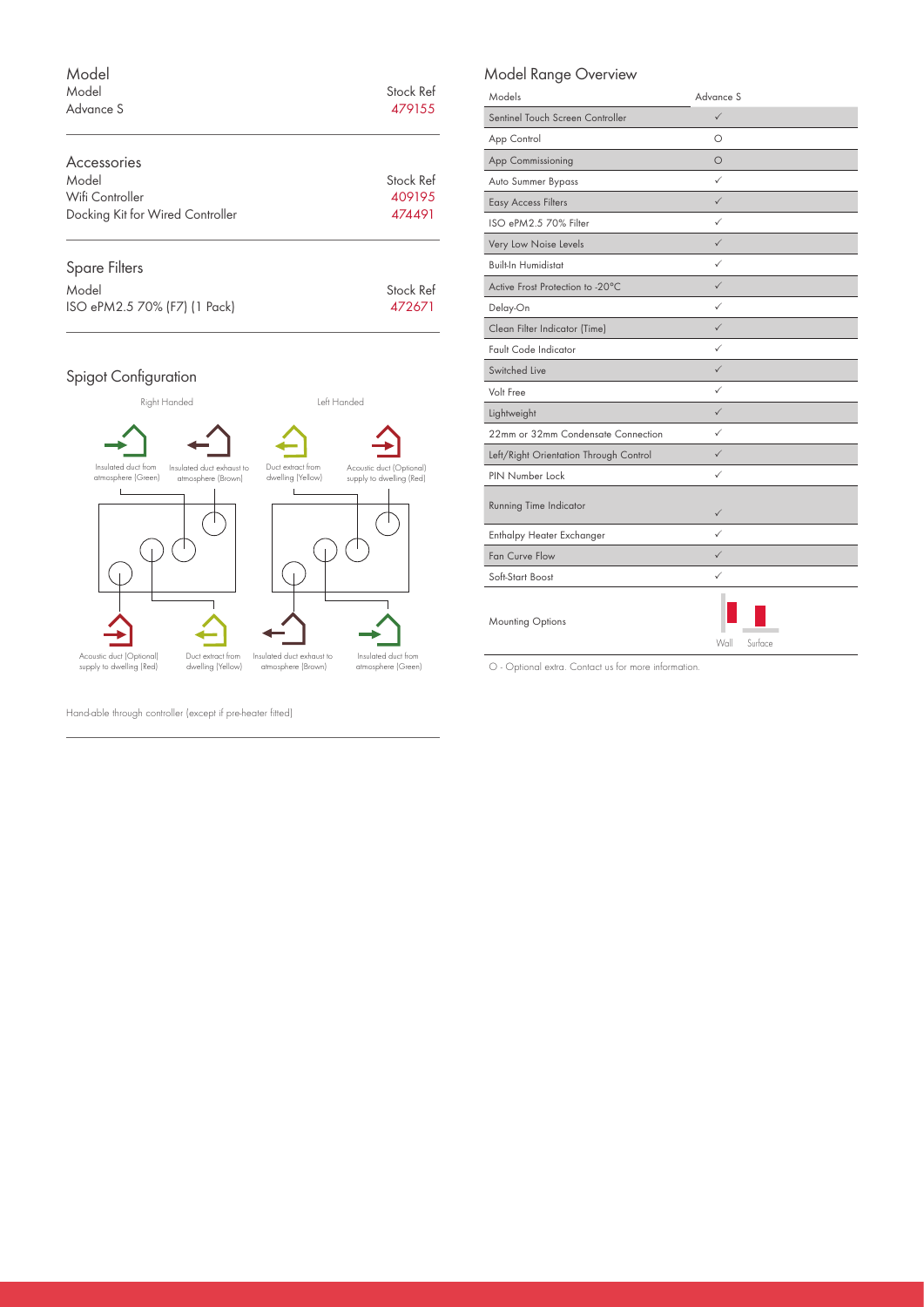## Model

| Model | Stock Ref |
|---|---|
| Advance S | 479155 |

## Accessories

| Model | Stock Ref |
|---|---|
| Wifi Controller | 409195 |
| Docking Kit for Wired Controller | 474491 |

## Spare Filters

| Model | Stock Ref |
|---|---|
| ISO ePM2.5 70% (F7) (1 Pack) | 472671 |

## Spigot Configuration

Right Handed

- Insulated duct from atmosphere (Green)
- Insulated duct exhaust to atmosphere (Brown)
- Acoustic duct (Optional) supply to dwelling (Red)
- Duct extract from dwelling (Yellow)

Left Handed

- Duct extract from dwelling (Yellow)
- Acoustic duct (Optional) supply to dwelling (Red)
- Insulated duct exhaust to atmosphere (Brown)
- Insulated duct from atmosphere (Green)

Hand-able through controller (except if pre-heater fitted)

## Model Range Overview

| Models | Advance S |
|---|---|
| Sentinel Touch Screen Controller | ✓ |
| App Control | O |
| App Commissioning | O |
| Auto Summer Bypass | ✓ |
| Easy Access Filters | ✓ |
| ISO ePM2.5 70% Filter | ✓ |
| Very Low Noise Levels | ✓ |
| Built-In Humidistat | ✓ |
| Active Frost Protection to -20°C | ✓ |
| Delay-On | ✓ |
| Clean Filter Indicator (Time) | ✓ |
| Fault Code Indicator | ✓ |
| Switched Live | ✓ |
| Volt Free | ✓ |
| Lightweight | ✓ |
| 22mm or 32mm Condensate Connection | ✓ |
| Left/Right Orientation Through Control | ✓ |
| PIN Number Lock | ✓ |
| Running Time Indicator | ✓ |
| Enthalpy Heater Exchanger | ✓ |
| Fan Curve Flow | ✓ |
| Soft-Start Boost | ✓ |
| Mounting Options | Wall, Surface |

O - Optional extra. Contact us for more information.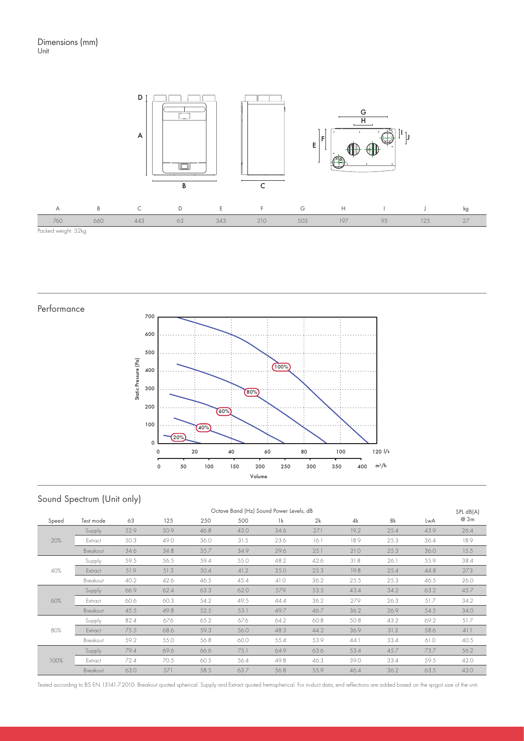## Dimensions (mm)

Unit

| A | B | C | D | E | F | G | H | I | J | kg |
|---|---|---|---|---|---|---|---|---|---|---|
| 760 | 660 | 443 | 63 | 343 | 210 | 503 | 197 | 93 | 125 | 27 |

Packed weight: 32kg

## Performance

## Sound Spectrum (Unit only)

| Speed | Test mode | Octave Band (Hz) Sound Power Levels, dB 63 | 125 | 250 | 500 | 1k | 2k | 4k | 8k | LwA | SPL dB(A) @ 3m |
|---|---|---|---|---|---|---|---|---|---|---|---|
| 20% | Supply | 52.9 | 50.9 | 46.8 | 43.0 | 34.6 | 27.1 | 19.2 | 25.4 | 43.9 | 26.4 |
| | Extract | 50.3 | 49.0 | 36.0 | 31.5 | 23.6 | 16.1 | 18.9 | 25.3 | 36.4 | 18.9 |
| | Breakout | 34.6 | 34.8 | 35.7 | 34.9 | 29.6 | 25.1 | 21.0 | 25.3 | 36.0 | 15.5 |
| 40% | Supply | 59.5 | 56.5 | 59.4 | 55.0 | 48.2 | 42.6 | 31.8 | 26.1 | 55.9 | 38.4 |
| | Extract | 51.9 | 51.3 | 50.4 | 41.2 | 35.0 | 25.3 | 19.8 | 25.4 | 44.8 | 27.3 |
| | Breakout | 40.2 | 42.6 | 46.5 | 45.4 | 41.0 | 36.2 | 25.5 | 25.3 | 46.5 | 26.0 |
| 60% | Supply | 66.9 | 62.4 | 63.3 | 62.0 | 57.9 | 53.5 | 43.4 | 34.2 | 63.2 | 45.7 |
| | Extract | 60.6 | 60.3 | 54.2 | 49.5 | 44.4 | 36.2 | 27.9 | 26.3 | 51.7 | 34.2 |
| | Breakout | 45.5 | 49.8 | 52.5 | 53.1 | 49.7 | 46.7 | 36.2 | 26.9 | 54.5 | 34.0 |
| 80% | Supply | 82.4 | 67.6 | 65.2 | 67.6 | 64.2 | 60.8 | 50.8 | 43.2 | 69.2 | 51.7 |
| | Extract | 75.5 | 68.6 | 59.3 | 56.0 | 48.3 | 44.2 | 36.9 | 31.3 | 58.6 | 41.1 |
| | Breakout | 59.2 | 55.0 | 56.8 | 60.0 | 55.4 | 53.9 | 44.1 | 33.4 | 61.0 | 40.5 |
| 100% | Supply | 79.4 | 69.6 | 66.6 | 75.1 | 64.9 | 63.6 | 53.4 | 45.7 | 73.7 | 56.2 |
| | Extract | 72.4 | 70.5 | 60.5 | 56.4 | 49.8 | 46.3 | 39.0 | 33.4 | 59.5 | 42.0 |
| | Breakout | 63.0 | 57.1 | 58.5 | 63.7 | 56.8 | 55.9 | 46.4 | 36.2 | 63.5 | 43.0 |

Tested according to BS EN 13141-7:2010. Breakout quoted spherical. Supply and Extract quoted hemispherical. For in-duct data, end reflections are added based on the spigot size of the unit.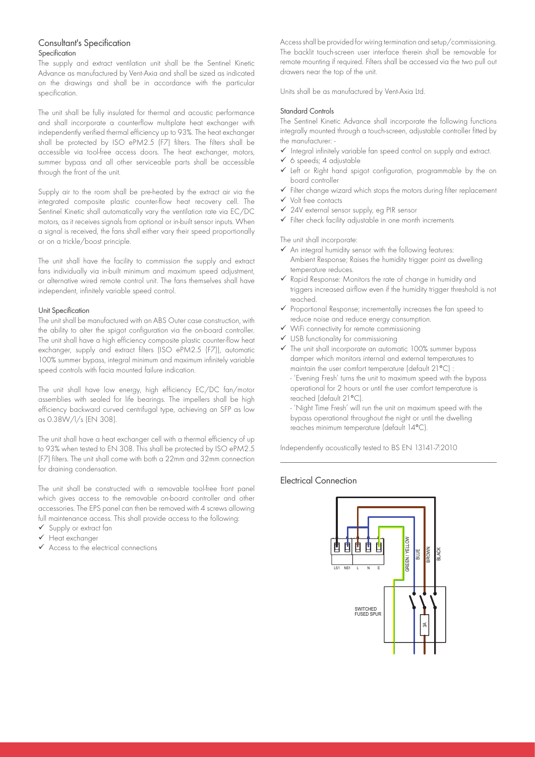## Consultant's Specification

### Specification

The supply and extract ventilation unit shall be the Sentinel Kinetic Advance as manufactured by Vent-Axia and shall be sized as indicated on the drawings and shall be in accordance with the particular specification.

The unit shall be fully insulated for thermal and acoustic performance and shall incorporate a counterflow multiplate heat exchanger with independently verified thermal efficiency up to 93%. The heat exchanger shall be protected by ISO ePM2.5 (F7) filters. The filters shall be accessible via tool-free access doors. The heat exchanger, motors, summer bypass and all other serviceable parts shall be accessible through the front of the unit.

Supply air to the room shall be pre-heated by the extract air via the integrated composite plastic counter-flow heat recovery cell. The Sentinel Kinetic shall automatically vary the ventilation rate via EC/DC motors, as it receives signals from optional or in-built sensor inputs. When a signal is received, the fans shall either vary their speed proportionally or on a trickle/boost principle.

The unit shall have the facility to commission the supply and extract fans individually via in-built minimum and maximum speed adjustment, or alternative wired remote control unit. The fans themselves shall have independent, infinitely variable speed control.

### Unit Specification

The unit shall be manufactured with an ABS Outer case construction, with the ability to alter the spigot configuration via the on-board controller. The unit shall have a high efficiency composite plastic counter-flow heat exchanger, supply and extract filters (ISO ePM2.5 (F7)), automatic 100% summer bypass, integral minimum and maximum infinitely variable speed controls with facia mounted failure indication.

The unit shall have low energy, high efficiency EC/DC fan/motor assemblies with sealed for life bearings. The impellers shall be high efficiency backward curved centrifugal type, achieving an SFP as low as 0.38W/l/s (EN 308).

The unit shall have a heat exchanger cell with a thermal efficiency of up to 93% when tested to EN 308. This shall be protected by ISO ePM2.5 (F7) filters. The unit shall come with both a 22mm and 32mm connection for draining condensation.

The unit shall be constructed with a removable tool-free front panel which gives access to the removable on-board controller and other accessories. The EPS panel can then be removed with 4 screws allowing full maintenance access. This shall provide access to the following:

- ✓ Supply or extract fan
- ✓ Heat exchanger
- ✓ Access to the electrical connections

Access shall be provided for wiring termination and setup/commissioning. The backlit touch-screen user interface therein shall be removable for remote mounting if required. Filters shall be accessed via the two pull out drawers near the top of the unit.

Units shall be as manufactured by Vent-Axia Ltd.

### Standard Controls

The Sentinel Kinetic Advance shall incorporate the following functions integrally mounted through a touch-screen, adjustable controller fitted by the manufacturer: -

- ✓ Integral infinitely variable fan speed control on supply and extract.
- ✓ 6 speeds; 4 adjustable
- ✓ Left or Right hand spigot configuration, programmable by the on board controller
- ✓ Filter change wizard which stops the motors during filter replacement
- ✓ Volt free contacts
- ✓ 24V external sensor supply, eg PIR sensor
- ✓ Filter check facility adjustable in one month increments

The unit shall incorporate:

- ✓ An integral humidity sensor with the following features: Ambient Response; Raises the humidity trigger point as dwelling temperature reduces.
- ✓ Rapid Response: Monitors the rate of change in humidity and triggers increased airflow even if the humidity trigger threshold is not reached.
- ✓ Proportional Response; incrementally increases the fan speed to reduce noise and reduce energy consumption.
- ✓ WiFi connectivity for remote commissioning
- ✓ USB functionality for commissioning
- ✓ The unit shall incorporate an automatic 100% summer bypass damper which monitors internal and external temperatures to maintain the user comfort temperature (default 21°C) :
  - 'Evening Fresh' turns the unit to maximum speed with the bypass operational for 2 hours or until the user comfort temperature is reached (default 21°C).
  - 'Night Time Fresh' will run the unit on maximum speed with the bypass operational throughout the night or until the dwelling reaches minimum temperature (default 14°C).

Independently acoustically tested to BS EN 13141-7:2010

## Electrical Connection

LS1 NS1 L N E

GREEN / YELLOW
BLUE
BROWN
BLACK

SWITCHED FUSED SPUR

3A